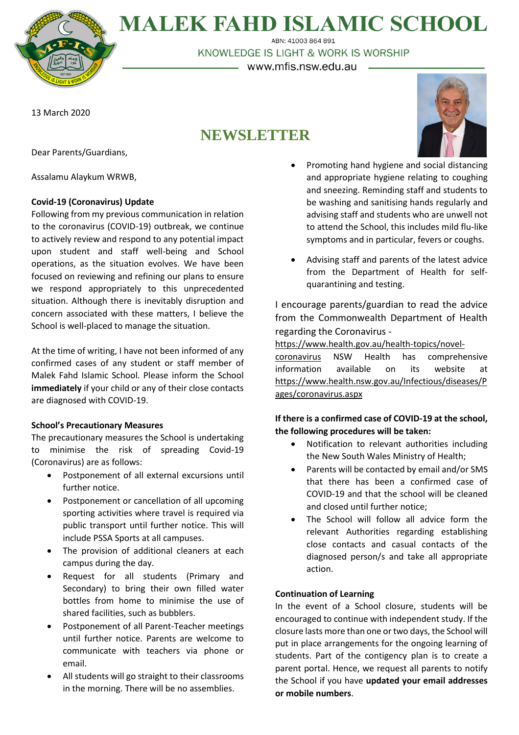# MALEK FAHD ISLAMIC SCHOOL

ABN: 41003 864 891

KNOWLEDGE IS LIGHT & WORK IS WORSHIP

www.mfis.nsw.edu.au

13 March 2020

## NEWSLETTER

Dear Parents/Guardians,

Assalamu Alaykum WRWB,

**Covid-19 (Coronavirus) Update**

Following from my previous communication in relation to the coronavirus (COVID-19) outbreak, we continue to actively review and respond to any potential impact upon student and staff well-being and School operations, as the situation evolves. We have been focused on reviewing and refining our plans to ensure we respond appropriately to this unprecedented situation. Although there is inevitably disruption and concern associated with these matters, I believe the School is well-placed to manage the situation.

At the time of writing, I have not been informed of any confirmed cases of any student or staff member of Malek Fahd Islamic School. Please inform the School **immediately** if your child or any of their close contacts are diagnosed with COVID-19.

**School's Precautionary Measures**

The precautionary measures the School is undertaking to minimise the risk of spreading Covid-19 (Coronavirus) are as follows:

- Postponement of all external excursions until further notice.
- Postponement or cancellation of all upcoming sporting activities where travel is required via public transport until further notice. This will include PSSA Sports at all campuses.
- The provision of additional cleaners at each campus during the day.
- Request for all students (Primary and Secondary) to bring their own filled water bottles from home to minimise the use of shared facilities, such as bubblers.
- Postponement of all Parent-Teacher meetings until further notice. Parents are welcome to communicate with teachers via phone or email.
- All students will go straight to their classrooms in the morning. There will be no assemblies.
- Promoting hand hygiene and social distancing and appropriate hygiene relating to coughing and sneezing. Reminding staff and students to be washing and sanitising hands regularly and advising staff and students who are unwell not to attend the School, this includes mild flu-like symptoms and in particular, fevers or coughs.
- Advising staff and parents of the latest advice from the Department of Health for self-quarantining and testing.

I encourage parents/guardian to read the advice from the Commonwealth Department of Health regarding the Coronavirus - https://www.health.gov.au/health-topics/novel-coronavirus NSW Health has comprehensive information available on its website at https://www.health.nsw.gov.au/Infectious/diseases/Pages/coronavirus.aspx

**If there is a confirmed case of COVID-19 at the school, the following procedures will be taken:**

- Notification to relevant authorities including the New South Wales Ministry of Health;
- Parents will be contacted by email and/or SMS that there has been a confirmed case of COVID-19 and that the school will be cleaned and closed until further notice;
- The School will follow all advice form the relevant Authorities regarding establishing close contacts and casual contacts of the diagnosed person/s and take all appropriate action.

**Continuation of Learning**

In the event of a School closure, students will be encouraged to continue with independent study. If the closure lasts more than one or two days, the School will put in place arrangements for the ongoing learning of students. Part of the contigency plan is to create a parent portal. Hence, we request all parents to notify the School if you have **updated your email addresses or mobile numbers**.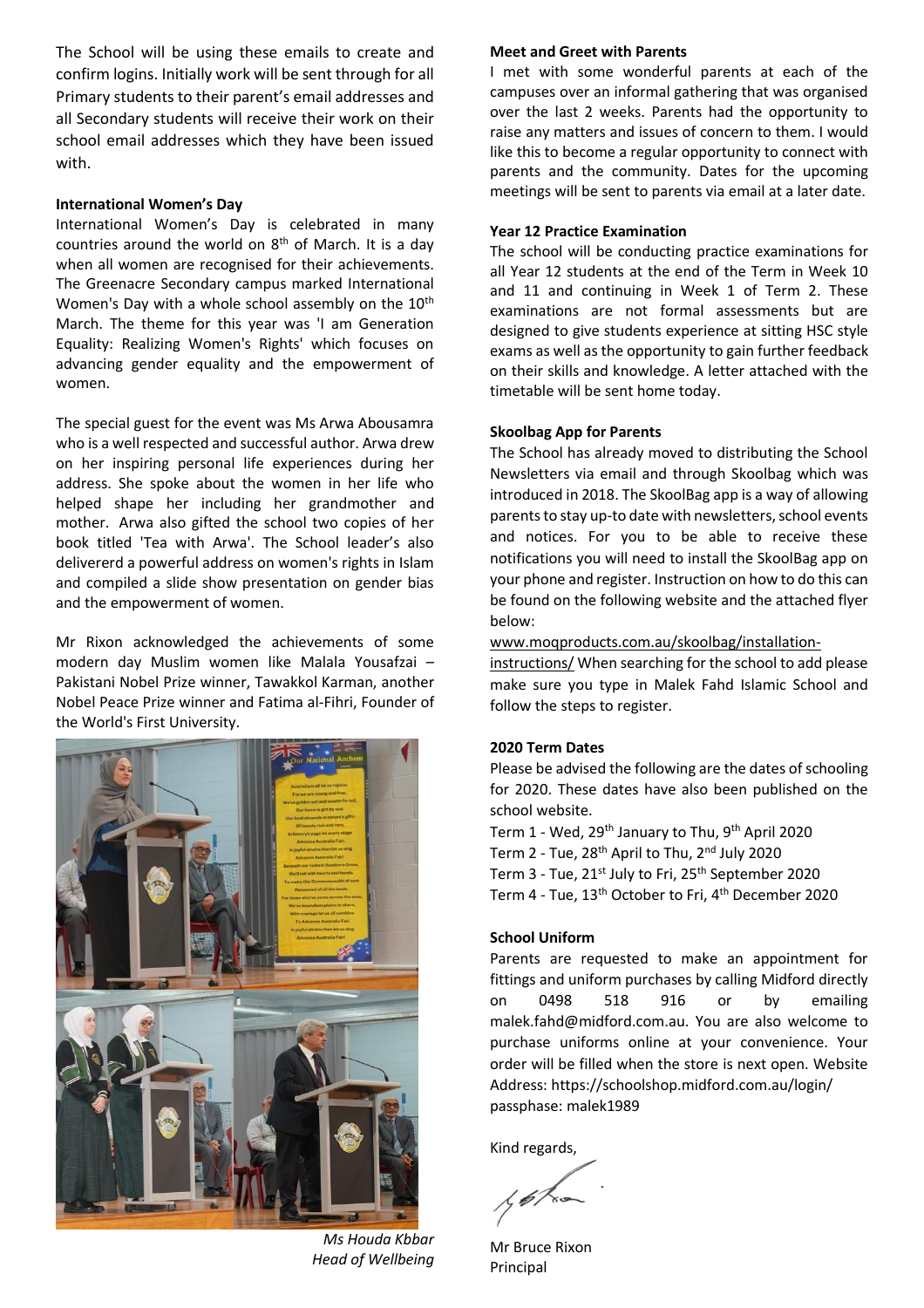The School will be using these emails to create and confirm logins. Initially work will be sent through for all Primary students to their parent's email addresses and all Secondary students will receive their work on their school email addresses which they have been issued with.

**International Women's Day**

International Women's Day is celebrated in many countries around the world on 8th of March. It is a day when all women are recognised for their achievements. The Greenacre Secondary campus marked International Women's Day with a whole school assembly on the 10th March. The theme for this year was 'I am Generation Equality: Realizing Women's Rights' which focuses on advancing gender equality and the empowerment of women.

The special guest for the event was Ms Arwa Abousamra who is a well respected and successful author. Arwa drew on her inspiring personal life experiences during her address. She spoke about the women in her life who helped shape her including her grandmother and mother. Arwa also gifted the school two copies of her book titled 'Tea with Arwa'. The School leader's also delivererd a powerful address on women's rights in Islam and compiled a slide show presentation on gender bias and the empowerment of women.

Mr Rixon acknowledged the achievements of some modern day Muslim women like Malala Yousafzai – Pakistani Nobel Prize winner, Tawakkol Karman, another Nobel Peace Prize winner and Fatima al-Fihri, Founder of the World's First University.

*Ms Houda Kbbar*
*Head of Wellbeing*

**Meet and Greet with Parents**

I met with some wonderful parents at each of the campuses over an informal gathering that was organised over the last 2 weeks. Parents had the opportunity to raise any matters and issues of concern to them. I would like this to become a regular opportunity to connect with parents and the community. Dates for the upcoming meetings will be sent to parents via email at a later date.

**Year 12 Practice Examination**

The school will be conducting practice examinations for all Year 12 students at the end of the Term in Week 10 and 11 and continuing in Week 1 of Term 2. These examinations are not formal assessments but are designed to give students experience at sitting HSC style exams as well as the opportunity to gain further feedback on their skills and knowledge. A letter attached with the timetable will be sent home today.

**Skoolbag App for Parents**

The School has already moved to distributing the School Newsletters via email and through Skoolbag which was introduced in 2018. The SkoolBag app is a way of allowing parents to stay up-to date with newsletters, school events and notices. For you to be able to receive these notifications you will need to install the SkoolBag app on your phone and register. Instruction on how to do this can be found on the following website and the attached flyer below:

www.moqproducts.com.au/skoolbag/installation-instructions/ When searching for the school to add please make sure you type in Malek Fahd Islamic School and follow the steps to register.

**2020 Term Dates**

Please be advised the following are the dates of schooling for 2020. These dates have also been published on the school website.

Term 1 - Wed, 29th January to Thu, 9th April 2020
Term 2 - Tue, 28th April to Thu, 2nd July 2020
Term 3 - Tue, 21st July to Fri, 25th September 2020
Term 4 - Tue, 13th October to Fri, 4th December 2020

**School Uniform**

Parents are requested to make an appointment for fittings and uniform purchases by calling Midford directly on 0498 518 916 or by emailing malek.fahd@midford.com.au. You are also welcome to purchase uniforms online at your convenience. Your order will be filled when the store is next open. Website Address: https://schoolshop.midford.com.au/login/
passphase: malek1989

Kind regards,

Mr Bruce Rixon
Principal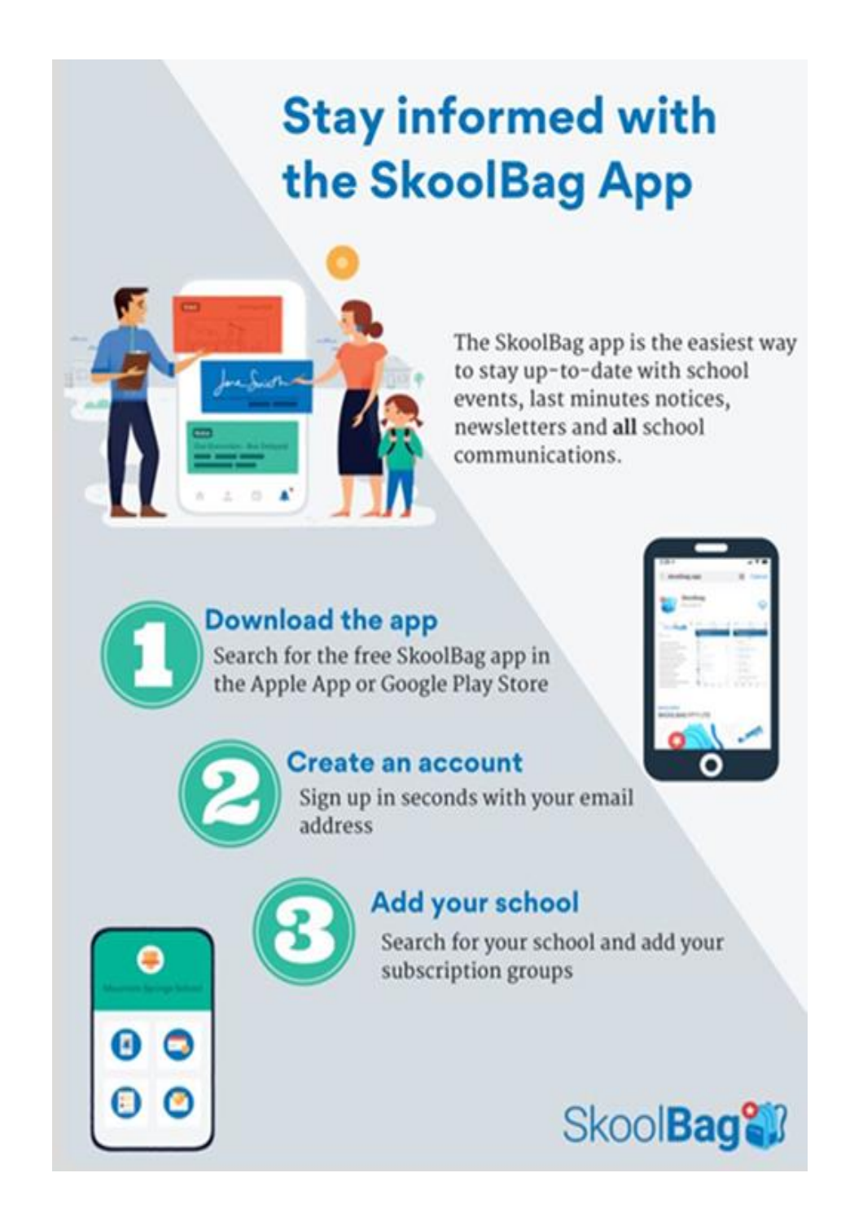# Stay informed with the SkoolBag App

The SkoolBag app is the easiest way to stay up-to-date with school events, last minutes notices, newsletters and **all** school communications.

## 1. Download the app

Search for the free SkoolBag app in the Apple App or Google Play Store

## 2. Create an account

Sign up in seconds with your email address

## 3. Add your school

Search for your school and add your subscription groups

SkoolBag